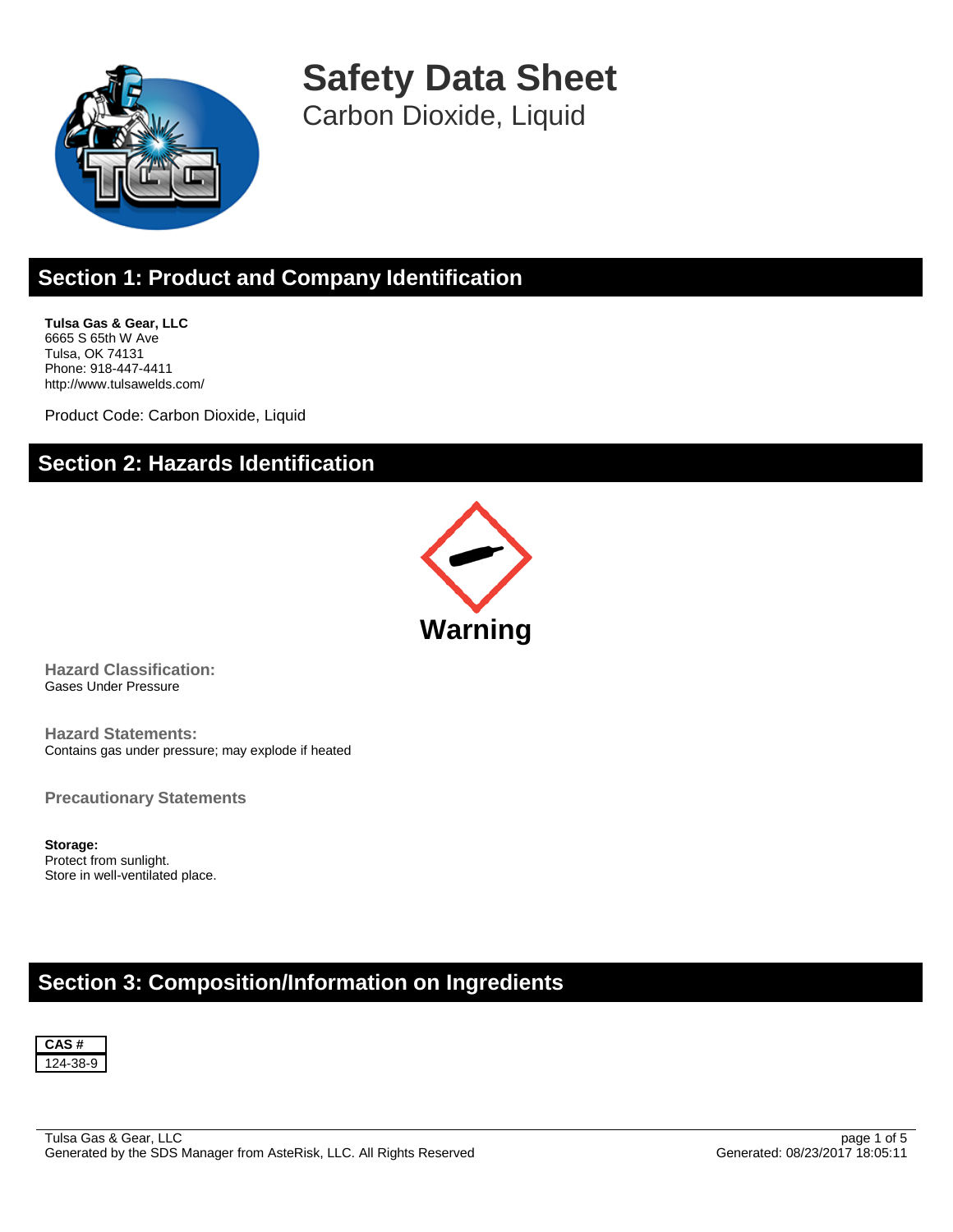# Safety Data Sheet

Carbon Dioxide, Liquid

## Section 1: Product and Company Identification

**Tulsa Gas & Gear, LLC**
6665 S 65th W Ave
Tulsa, OK 74131
Phone: 918-447-4411
http://www.tulsawelds.com/

Product Code: Carbon Dioxide, Liquid

## Section 2: Hazards Identification

**Warning**

**Hazard Classification:**
Gases Under Pressure

**Hazard Statements:**
Contains gas under pressure; may explode if heated

**Precautionary Statements**

**Storage:**
Protect from sunlight.
Store in well-ventilated place.

## Section 3: Composition/Information on Ingredients

| CAS # |
| --- |
| 124-38-9 |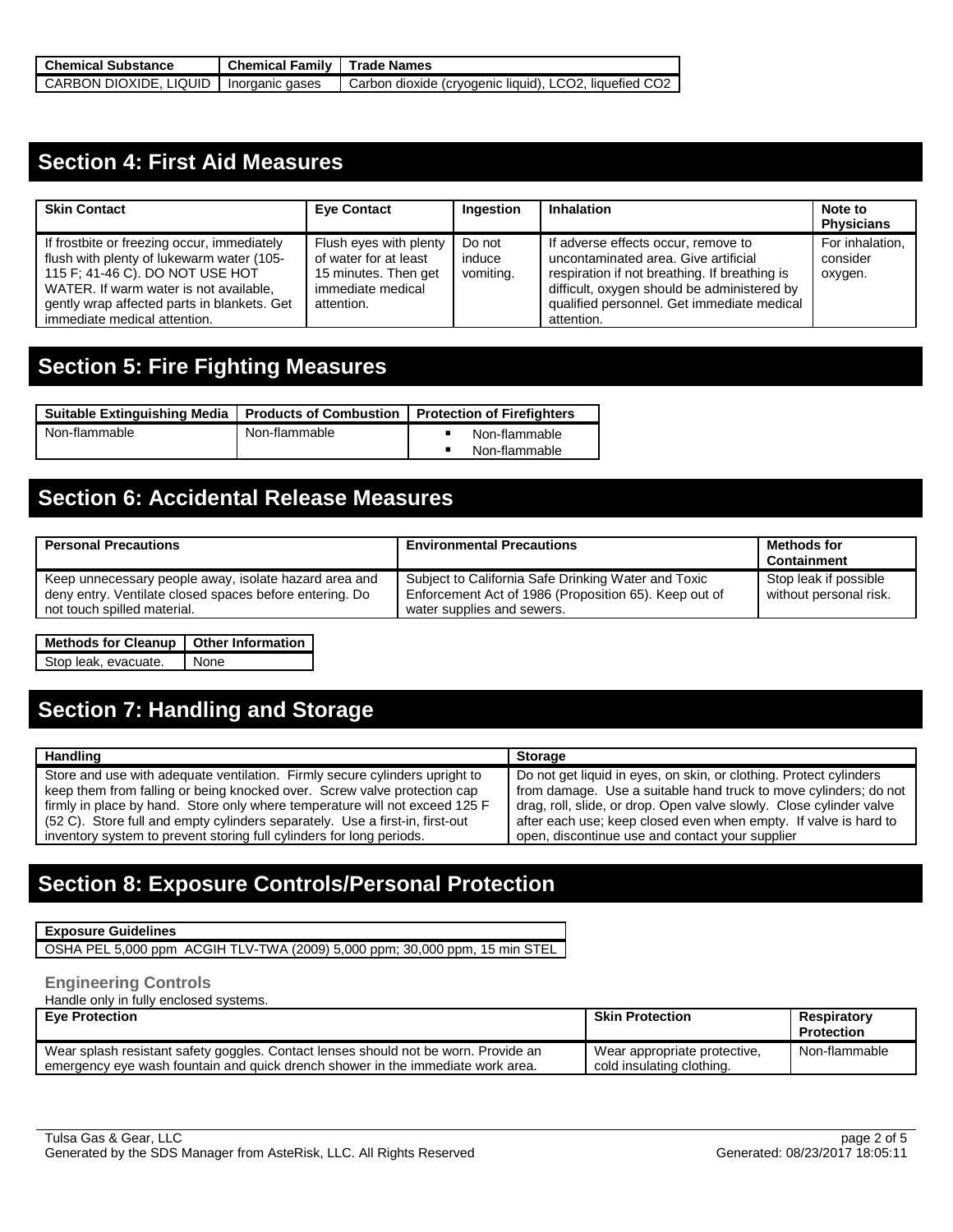| Chemical Substance | Chemical Family | Trade Names |
|---|---|---|
| CARBON DIOXIDE, LIQUID | Inorganic gases | Carbon dioxide (cryogenic liquid), LCO2, liquefied CO2 |

## Section 4: First Aid Measures

| Skin Contact | Eye Contact | Ingestion | Inhalation | Note to Physicians |
|---|---|---|---|---|
| If frostbite or freezing occur, immediately flush with plenty of lukewarm water (105-115 F; 41-46 C). DO NOT USE HOT WATER. If warm water is not available, gently wrap affected parts in blankets. Get immediate medical attention. | Flush eyes with plenty of water for at least 15 minutes. Then get immediate medical attention. | Do not induce vomiting. | If adverse effects occur, remove to uncontaminated area. Give artificial respiration if not breathing. If breathing is difficult, oxygen should be administered by qualified personnel. Get immediate medical attention. | For inhalation, consider oxygen. |

## Section 5: Fire Fighting Measures

| Suitable Extinguishing Media | Products of Combustion | Protection of Firefighters |
|---|---|---|
| Non-flammable | Non-flammable | ▪ Non-flammable<br>▪ Non-flammable |

## Section 6: Accidental Release Measures

| Personal Precautions | Environmental Precautions | Methods for Containment |
|---|---|---|
| Keep unnecessary people away, isolate hazard area and deny entry. Ventilate closed spaces before entering. Do not touch spilled material. | Subject to California Safe Drinking Water and Toxic Enforcement Act of 1986 (Proposition 65). Keep out of water supplies and sewers. | Stop leak if possible without personal risk. |

| Methods for Cleanup | Other Information |
|---|---|
| Stop leak, evacuate. | None |

## Section 7: Handling and Storage

| Handling | Storage |
|---|---|
| Store and use with adequate ventilation. Firmly secure cylinders upright to keep them from falling or being knocked over. Screw valve protection cap firmly in place by hand. Store only where temperature will not exceed 125 F (52 C). Store full and empty cylinders separately. Use a first-in, first-out inventory system to prevent storing full cylinders for long periods. | Do not get liquid in eyes, on skin, or clothing. Protect cylinders from damage. Use a suitable hand truck to move cylinders; do not drag, roll, slide, or drop. Open valve slowly. Close cylinder valve after each use; keep closed even when empty. If valve is hard to open, discontinue use and contact your supplier |

## Section 8: Exposure Controls/Personal Protection

| Exposure Guidelines |
|---|
| OSHA PEL 5,000 ppm ACGIH TLV-TWA (2009) 5,000 ppm; 30,000 ppm, 15 min STEL |

### Engineering Controls

Handle only in fully enclosed systems.

| Eye Protection | Skin Protection | Respiratory Protection |
|---|---|---|
| Wear splash resistant safety goggles. Contact lenses should not be worn. Provide an emergency eye wash fountain and quick drench shower in the immediate work area. | Wear appropriate protective, cold insulating clothing. | Non-flammable |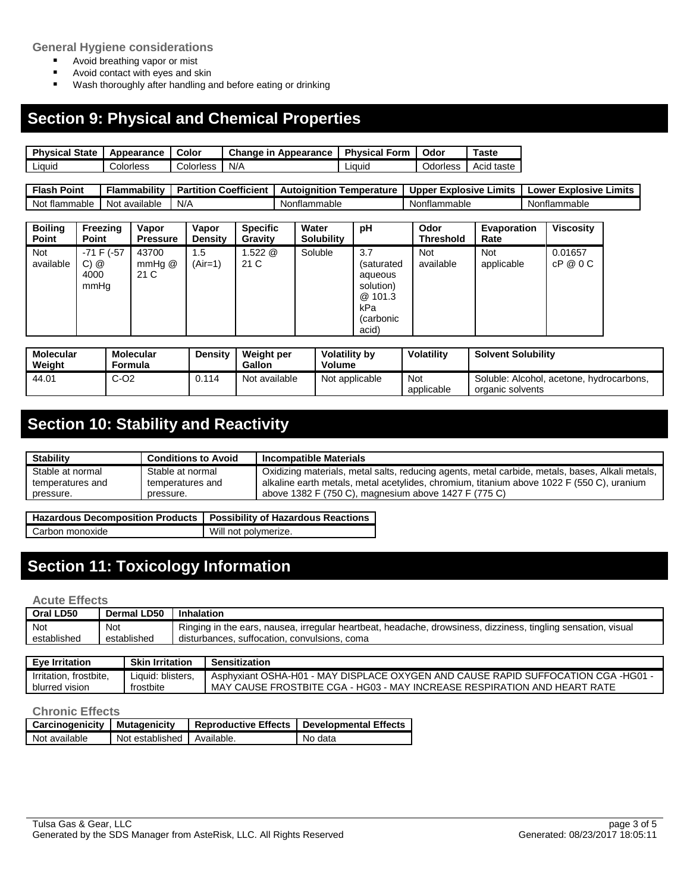**General Hygiene considerations**

- Avoid breathing vapor or mist
- Avoid contact with eyes and skin
- Wash thoroughly after handling and before eating or drinking

# Section 9: Physical and Chemical Properties

| Physical State | Appearance | Color | Change in Appearance | Physical Form | Odor | Taste |
|---|---|---|---|---|---|---|
| Liquid | Colorless | Colorless | N/A | Liquid | Odorless | Acid taste |

| Flash Point | Flammability | Partition Coefficient | Autoignition Temperature | Upper Explosive Limits | Lower Explosive Limits |
|---|---|---|---|---|---|
| Not flammable | Not available | N/A | Nonflammable | Nonflammable | Nonflammable |

| Boiling Point | Freezing Point | Vapor Pressure | Vapor Density | Specific Gravity | Water Solubility | pH | Odor Threshold | Evaporation Rate | Viscosity |
|---|---|---|---|---|---|---|---|---|---|
| Not available | -71 F (-57 C) @ 4000 mmHg | 43700 mmHg @ 21 C | 1.5 (Air=1) | 1.522 @ 21 C | Soluble | 3.7 (saturated aqueous solution) @ 101.3 kPa (carbonic acid) | Not available | Not applicable | 0.01657 cP @ 0 C |

| Molecular Weight | Molecular Formula | Density | Weight per Gallon | Volatility by Volume | Volatility | Solvent Solubility |
|---|---|---|---|---|---|---|
| 44.01 | C-O2 | 0.114 | Not available | Not applicable | Not applicable | Soluble: Alcohol, acetone, hydrocarbons, organic solvents |

# Section 10: Stability and Reactivity

| Stability | Conditions to Avoid | Incompatible Materials |
|---|---|---|
| Stable at normal temperatures and pressure. | Stable at normal temperatures and pressure. | Oxidizing materials, metal salts, reducing agents, metal carbide, metals, bases, Alkali metals, alkaline earth metals, metal acetylides, chromium, titanium above 1022 F (550 C), uranium above 1382 F (750 C), magnesium above 1427 F (775 C) |

| Hazardous Decomposition Products | Possibility of Hazardous Reactions |
|---|---|
| Carbon monoxide | Will not polymerize. |

# Section 11: Toxicology Information

### Acute Effects

| Oral LD50 | Dermal LD50 | Inhalation |
|---|---|---|
| Not established | Not established | Ringing in the ears, nausea, irregular heartbeat, headache, drowsiness, dizziness, tingling sensation, visual disturbances, suffocation, convulsions, coma |

| Eye Irritation | Skin Irritation | Sensitization |
|---|---|---|
| Irritation, frostbite, blurred vision | Liquid: blisters, frostbite | Asphyxiant OSHA-H01 - MAY DISPLACE OXYGEN AND CAUSE RAPID SUFFOCATION CGA -HG01 - MAY CAUSE FROSTBITE CGA - HG03 - MAY INCREASE RESPIRATION AND HEART RATE |

### Chronic Effects

| Carcinogenicity | Mutagenicity | Reproductive Effects | Developmental Effects |
|---|---|---|---|
| Not available | Not established | Available. | No data |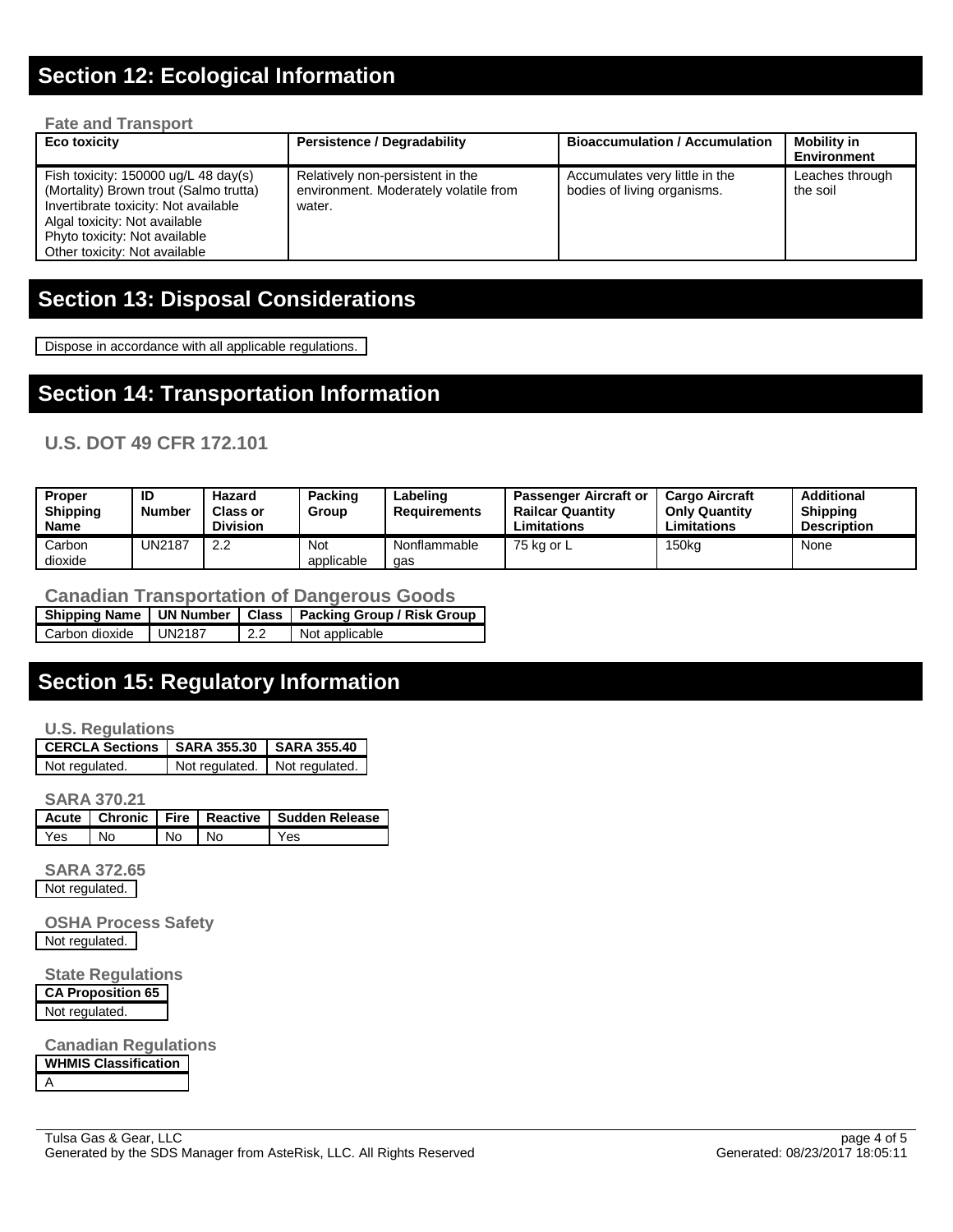## Section 12: Ecological Information

### Fate and Transport

| Eco toxicity | Persistence / Degradability | Bioaccumulation / Accumulation | Mobility in Environment |
|---|---|---|---|
| Fish toxicity: 150000 ug/L 48 day(s) (Mortality) Brown trout (Salmo trutta)<br>Invertibrate toxicity: Not available<br>Algal toxicity: Not available<br>Phyto toxicity: Not available<br>Other toxicity: Not available | Relatively non-persistent in the environment. Moderately volatile from water. | Accumulates very little in the bodies of living organisms. | Leaches through the soil |

## Section 13: Disposal Considerations

Dispose in accordance with all applicable regulations.

## Section 14: Transportation Information

### U.S. DOT 49 CFR 172.101

| Proper Shipping Name | ID Number | Hazard Class or Division | Packing Group | Labeling Requirements | Passenger Aircraft or Railcar Quantity Limitations | Cargo Aircraft Only Quantity Limitations | Additional Shipping Description |
|---|---|---|---|---|---|---|---|
| Carbon dioxide | UN2187 | 2.2 | Not applicable | Nonflammable gas | 75 kg or L | 150kg | None |

### Canadian Transportation of Dangerous Goods

| Shipping Name | UN Number | Class | Packing Group / Risk Group |
|---|---|---|---|
| Carbon dioxide | UN2187 | 2.2 | Not applicable |

## Section 15: Regulatory Information

### U.S. Regulations

| CERCLA Sections | SARA 355.30 | SARA 355.40 |
|---|---|---|
| Not regulated. | Not regulated. | Not regulated. |

### SARA 370.21

| Acute | Chronic | Fire | Reactive | Sudden Release |
|---|---|---|---|---|
| Yes | No | No | No | Yes |

### SARA 372.65

Not regulated.

### OSHA Process Safety

Not regulated.

### State Regulations

| CA Proposition 65 |
|---|
| Not regulated. |

### Canadian Regulations

| WHMIS Classification |
|---|
| A |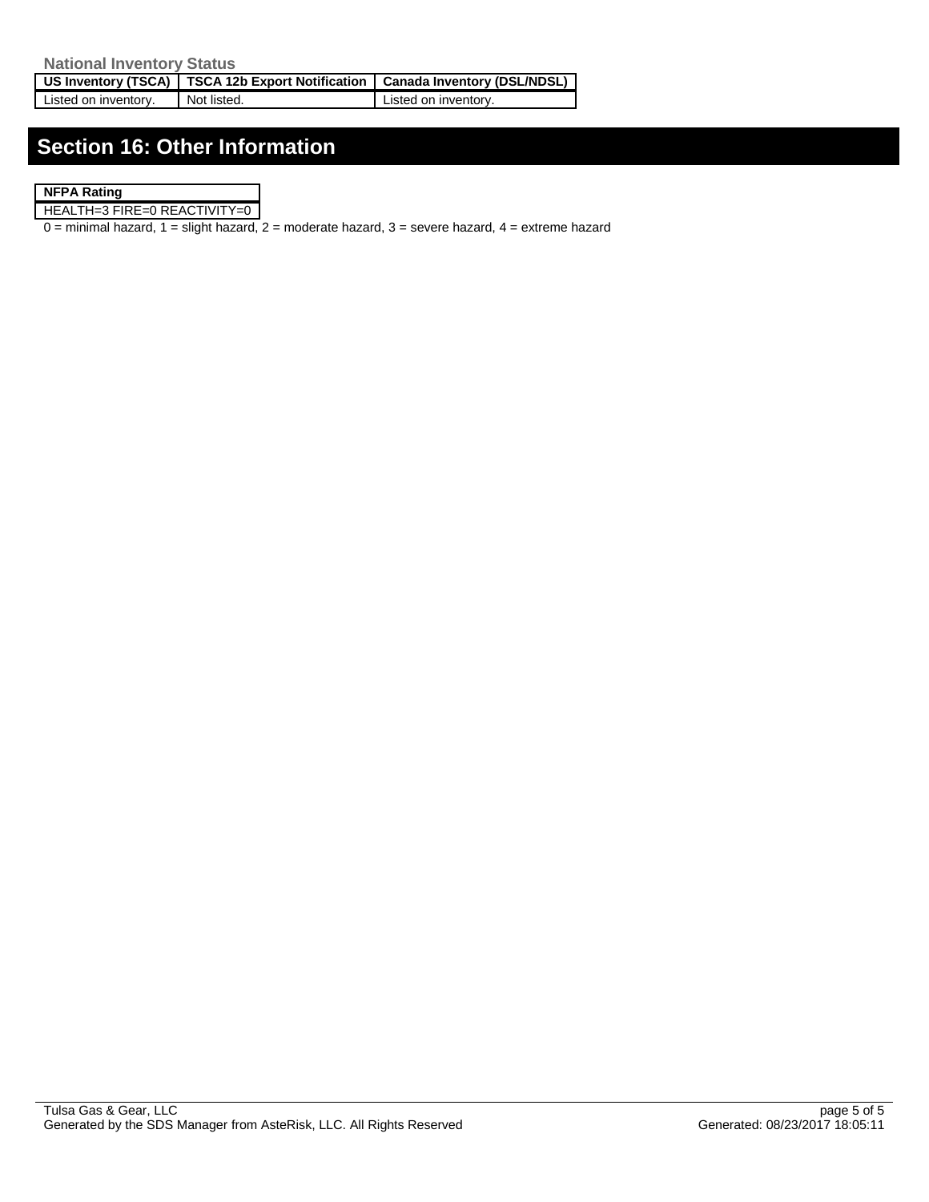**National Inventory Status**

| US Inventory (TSCA) | TSCA 12b Export Notification | Canada Inventory (DSL/NDSL) |
|---|---|---|
| Listed on inventory. | Not listed. | Listed on inventory. |

## Section 16: Other Information

| NFPA Rating |
|---|
| HEALTH=3 FIRE=0 REACTIVITY=0 |

0 = minimal hazard, 1 = slight hazard, 2 = moderate hazard, 3 = severe hazard, 4 = extreme hazard